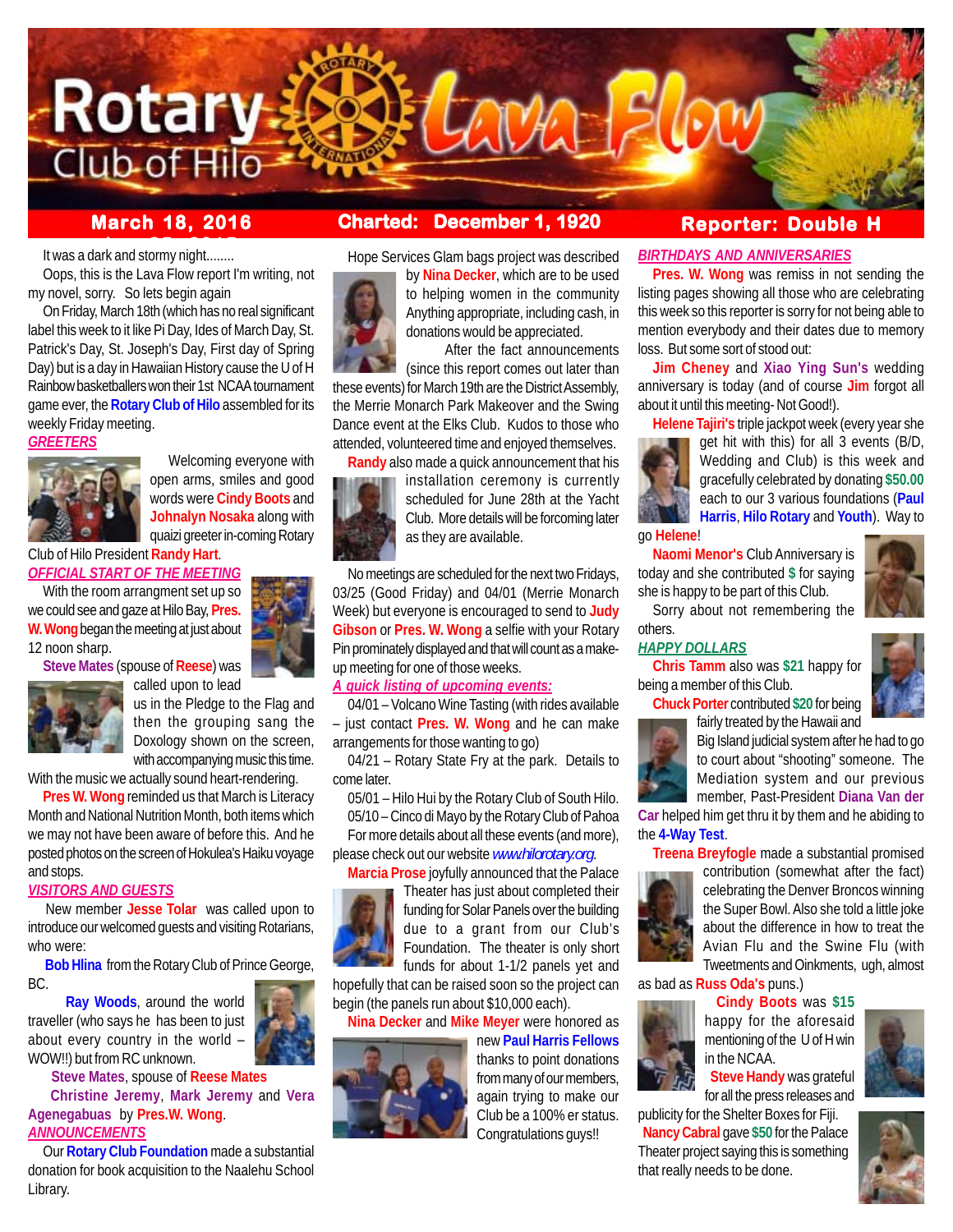# Rotary Club of Hilo — Lava Flow

**March 18, 2016** | **Charted: December 1, 1920** | **Reporter: Double H**

It was a dark and stormy night........

Oops, this is the Lava Flow report I'm writing, not my novel, sorry. So lets begin again

On Friday, March 18th (which has no real significant label this week to it like Pi Day, Ides of March Day, St. Patrick's Day, St. Joseph's Day, First day of Spring Day) but is a day in Hawaiian History cause the U of H Rainbow basketballers won their 1st NCAA tournament game ever, the **Rotary Club of Hilo** assembled for its weekly Friday meeting.

## GREETERS

Welcoming everyone with open arms, smiles and good words were **Cindy Boots** and **Johnalyn Nosaka** along with quazi greeter in-coming Rotary Club of Hilo President **Randy Hart**.

## OFFICIAL START OF THE MEETING

With the room arrangment set up so we could see and gaze at Hilo Bay, **Pres. W. Wong** began the meeting at just about 12 noon sharp.

**Steve Mates** (spouse of **Reese**) was called upon to lead us in the Pledge to the Flag and then the grouping sang the Doxology shown on the screen, with accompanying music this time. With the music we actually sound heart-rendering.

**Pres W. Wong** reminded us that March is Literacy Month and National Nutrition Month, both items which we may not have been aware of before this. And he posted photos on the screen of Hokulea's Haiku voyage and stops.

## VISITORS AND GUESTS

New member **Jesse Tolar** was called upon to introduce our welcomed guests and visiting Rotarians, who were:

**Bob Hlina** from the Rotary Club of Prince George, BC.

**Ray Woods**, around the world traveller (who says he has been to just about every country in the world – WOW!!) but from RC unknown.

**Steve Mates**, spouse of **Reese Mates**

**Christine Jeremy**, **Mark Jeremy** and **Vera Agenegabuas** by **Pres.W. Wong**.

## ANNOUNCEMENTS

Our **Rotary Club Foundation** made a substantial donation for book acquisition to the Naalehu School Library.

Hope Services Glam bags project was described by **Nina Decker**, which are to be used to helping women in the community Anything appropriate, including cash, in donations would be appreciated.

After the fact announcements (since this report comes out later than these events) for March 19th are the District Assembly, the Merrie Monarch Park Makeover and the Swing Dance event at the Elks Club. Kudos to those who attended, volunteered time and enjoyed themselves.

**Randy** also made a quick announcement that his installation ceremony is currently scheduled for June 28th at the Yacht Club. More details will be forcoming later as they are available.

No meetings are scheduled for the next two Fridays, 03/25 (Good Friday) and 04/01 (Merrie Monarch Week) but everyone is encouraged to send to **Judy Gibson** or **Pres. W. Wong** a selfie with your Rotary Pin prominately displayed and that will count as a make-up meeting for one of those weeks.

## A quick listing of upcoming events:

04/01 – Volcano Wine Tasting (with rides available – just contact **Pres. W. Wong** and he can make arrangements for those wanting to go)

04/21 – Rotary State Fry at the park. Details to come later.

05/01 – Hilo Hui by the Rotary Club of South Hilo.

05/10 – Cinco di Mayo by the Rotary Club of Pahoa

For more details about all these events (and more), please check out our website *www.hilorotary.org*.

**Marcia Prose** joyfully announced that the Palace Theater has just about completed their funding for Solar Panels over the building due to a grant from our Club's Foundation. The theater is only short funds for about 1-1/2 panels yet and hopefully that can be raised soon so the project can begin (the panels run about $10,000 each).

**Nina Decker** and **Mike Meyer** were honored as new **Paul Harris Fellows** thanks to point donations from many of our members, again trying to make our Club be a 100% er status. Congratulations guys!!

## BIRTHDAYS AND ANNIVERSARIES

**Pres. W. Wong** was remiss in not sending the listing pages showing all those who are celebrating this week so this reporter is sorry for not being able to mention everybody and their dates due to memory loss. But some sort of stood out:

**Jim Cheney** and **Xiao Ying Sun's** wedding anniversary is today (and of course **Jim** forgot all about it until this meeting- Not Good!).

**Helene Tajiri's** triple jackpot week (every year she get hit with this) for all 3 events (B/D, Wedding and Club) is this week and gracefully celebrated by donating **$50.00** each to our 3 various foundations (**Paul Harris**, **Hilo Rotary** and **Youth**). Way to go **Helene**!

**Naomi Menor's** Club Anniversary is today and she contributed **$** for saying she is happy to be part of this Club.

Sorry about not remembering the others.

## HAPPY DOLLARS

**Chris Tamm** also was **$21** happy for being a member of this Club.

**Chuck Porter** contributed **$20** for being fairly treated by the Hawaii and Big Island judicial system after he had to go to court about "shooting" someone. The Mediation system and our previous member, Past-President **Diana Van der Car** helped him get thru it by them and he abiding to the **4-Way Test**.

**Treena Breyfogle** made a substantial promised contribution (somewhat after the fact) celebrating the Denver Broncos winning the Super Bowl. Also she told a little joke about the difference in how to treat the Avian Flu and the Swine Flu (with Tweetments and Oinkments, ugh, almost as bad as **Russ Oda's** puns.)

**Cindy Boots** was **$15** happy for the aforesaid mentioning of the U of H win in the NCAA.

**Steve Handy** was grateful for all the press releases and publicity for the Shelter Boxes for Fiji.

**Nancy Cabral** gave **$50** for the Palace Theater project saying this is something that really needs to be done.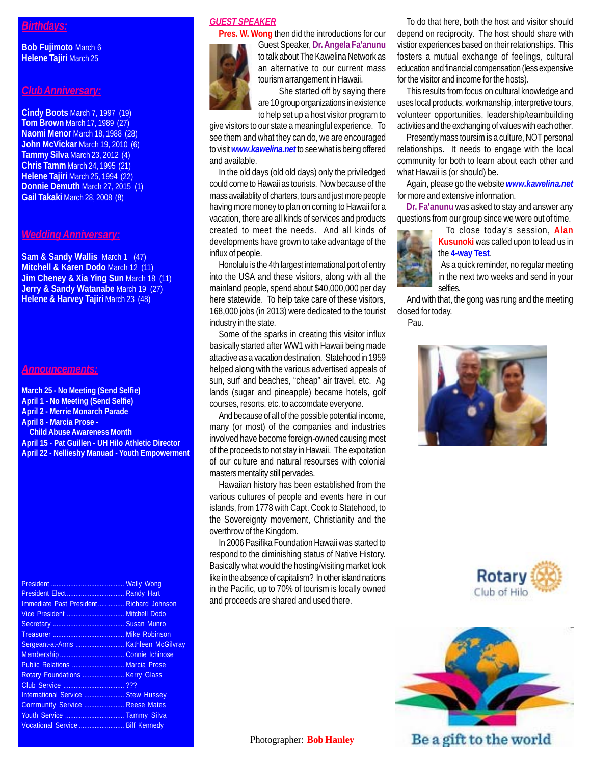## Birthdays:

**Bob Fujimoto** March 6
**Helene Tajiri** March 25

## Club Anniversary:

**Cindy Boots** March 7, 1997 (19)
**Tom Brown** March 17, 1989 (27)
**Naomi Menor** March 18, 1988 (28)
**John McVickar** March 19, 2010 (6)
**Tammy Silva** March 23, 2012 (4)
**Chris Tamm** March 24, 1995 (21)
**Helene Tajiri** March 25, 1994 (22)
**Donnie Demuth** March 27, 2015 (1)
**Gail Takaki** March 28, 2008 (8)

## Wedding Anniversary:

**Sam & Sandy Wallis** March 1 (47)
**Mitchell & Karen Dodo** March 12 (11)
**Jim Cheney & Xia Ying Sun** March 18 (11)
**Jerry & Sandy Watanabe** March 19 (27)
**Helene & Harvey Tajiri** March 23 (48)

## Announcements:

**March 25 - No Meeting (Send Selfie)**
**April 1 - No Meeting (Send Selfie)**
**April 2 - Merrie Monarch Parade**
**April 8 - Marcia Prose - Child Abuse Awareness Month**
**April 15 - Pat Guillen - UH Hilo Athletic Director**
**April 22 - Nellieshy Manuad - Youth Empowerment**

| | |
|---|---|
| President | Wally Wong |
| President Elect | Randy Hart |
| Immediate Past President | Richard Johnson |
| Vice President | Mitchell Dodo |
| Secretary | Susan Munro |
| Treasurer | Mike Robinson |
| Sergeant-at-Arms | Kathleen McGilvray |
| Membership | Connie Ichinose |
| Public Relations | Marcia Prose |
| Rotary Foundations | Kerry Glass |
| Club Service | ??? |
| International Service | Stew Hussey |
| Community Service | Reese Mates |
| Youth Service | Tammy Silva |
| Vocational Service | Biff Kennedy |

## GUEST SPEAKER

**Pres. W. Wong** then did the introductions for our Guest Speaker, **Dr. Angela Fa'anunu** to talk about The Kawelina Network as an alternative to our current mass tourism arrangement in Hawaii.

She started off by saying there are 10 group organizations in existence to help set up a host visitor program to give visitors to our state a meaningful experience. To see them and what they can do, we are encouraged to visit ***www.kawelina.net*** to see what is being offered and available.

In the old days (old old days) only the priviledged could come to Hawaii as tourists. Now because of the mass availablity of charters, tours and just more people having more money to plan on coming to Hawaii for a vacation, there are all kinds of services and products created to meet the needs. And all kinds of developments have grown to take advantage of the influx of people.

Honolulu is the 4th largest international port of entry into the USA and these visitors, along with all the mainland people, spend about $40,000,000 per day here statewide. To help take care of these visitors, 168,000 jobs (in 2013) were dedicated to the tourist industry in the state.

Some of the sparks in creating this visitor influx basically started after WW1 with Hawaii being made attactive as a vacation destination. Statehood in 1959 helped along with the various advertised appeals of sun, surf and beaches, "cheap" air travel, etc. Ag lands (sugar and pineapple) became hotels, golf courses, resorts, etc. to accomdate everyone.

And because of all of the possible potential income, many (or most) of the companies and industries involved have become foreign-owned causing most of the proceeds to not stay in Hawaii. The expoitation of our culture and natural resourses with colonial masters mentality still pervades.

Hawaiian history has been established from the various cultures of people and events here in our islands, from 1778 with Capt. Cook to Statehood, to the Sovereignty movement, Christianity and the overthrow of the Kingdom.

In 2006 Pasifika Foundation Hawaii was started to respond to the diminishing status of Native History. Basically what would the hosting/visiting market look like in the absence of capitalism? In other island nations in the Pacific, up to 70% of tourism is locally owned and proceeds are shared and used there.

To do that here, both the host and visitor should depend on reciprocity. The host should share with vistior experiences based on their relationships. This fosters a mutual exchange of feelings, cultural education and financial compensation (less expensive for the visitor and income for the hosts).

This results from focus on cultural knowledge and uses local products, workmanship, interpretive tours, volunteer opportunities, leadership/teambuilding activities and the exchanging of values with each other.

Presently mass toursim is a culture, NOT personal relationships. It needs to engage with the local community for both to learn about each other and what Hawaii is (or should) be.

Again, please go the website ***www.kawelina.net*** for more and extensive information.

**Dr. Fa'anunu** was asked to stay and answer any questions from our group since we were out of time.

To close today's session, **Alan Kusunoki** was called upon to lead us in the **4-way Test**.

As a quick reminder, no regular meeting in the next two weeks and send in your selfies.

And with that, the gong was rung and the meeting closed for today.

Pau.

Rotary Club of Hilo

Be a gift to the world

Photographer: **Bob Hanley**